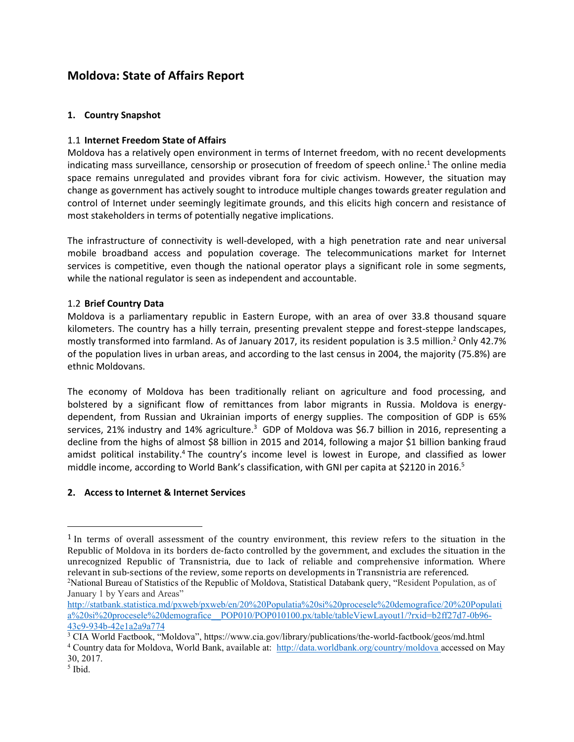# Moldova: State of Affairs Report

## 1. Country Snapshot

### 1.1 Internet Freedom State of Affairs

Moldova has a relatively open environment in terms of Internet freedom, with no recent developments indicating mass surveillance, censorship or prosecution of freedom of speech online.[1] The online media space remains unregulated and provides vibrant fora for civic activism. However, the situation may change as government has actively sought to introduce multiple changes towards greater regulation and control of Internet under seemingly legitimate grounds, and this elicits high concern and resistance of most stakeholders in terms of potentially negative implications.

The infrastructure of connectivity is well-developed, with a high penetration rate and near universal mobile broadband access and population coverage. The telecommunications market for Internet services is competitive, even though the national operator plays a significant role in some segments, while the national regulator is seen as independent and accountable.

### 1.2 Brief Country Data

Moldova is a parliamentary republic in Eastern Europe, with an area of over 33.8 thousand square kilometers. The country has a hilly terrain, presenting prevalent steppe and forest-steppe landscapes, mostly transformed into farmland. As of January 2017, its resident population is 3.5 million.[2] Only 42.7% of the population lives in urban areas, and according to the last census in 2004, the majority (75.8%) are ethnic Moldovans.

The economy of Moldova has been traditionally reliant on agriculture and food processing, and bolstered by a significant flow of remittances from labor migrants in Russia. Moldova is energy-dependent, from Russian and Ukrainian imports of energy supplies. The composition of GDP is 65% services, 21% industry and 14% agriculture.[3] GDP of Moldova was $6.7 billion in 2016, representing a decline from the highs of almost $8 billion in 2015 and 2014, following a major $1 billion banking fraud amidst political instability.[4] The country's income level is lowest in Europe, and classified as lower middle income, according to World Bank's classification, with GNI per capita at $2120 in 2016.[5]

## 2. Access to Internet & Internet Services

---

[1] In terms of overall assessment of the country environment, this review refers to the situation in the Republic of Moldova in its borders de-facto controlled by the government, and excludes the situation in the unrecognized Republic of Transnistria, due to lack of reliable and comprehensive information. Where relevant in sub-sections of the review, some reports on developments in Transnistria are referenced.

[2] National Bureau of Statistics of the Republic of Moldova, Statistical Databank query, "Resident Population, as of January 1 by Years and Areas" http://statbank.statistica.md/pxweb/pxweb/en/20%20Populatia%20si%20procesele%20demografice/20%20Populatia%20si%20procesele%20demografice__POP010/POP010100.px/table/tableViewLayout1/?rxid=b2ff27d7-0b96-43c9-934b-42e1a2a9a774

[3] CIA World Factbook, "Moldova", https://www.cia.gov/library/publications/the-world-factbook/geos/md.html

[4] Country data for Moldova, World Bank, available at: http://data.worldbank.org/country/moldova accessed on May 30, 2017.

[5] Ibid.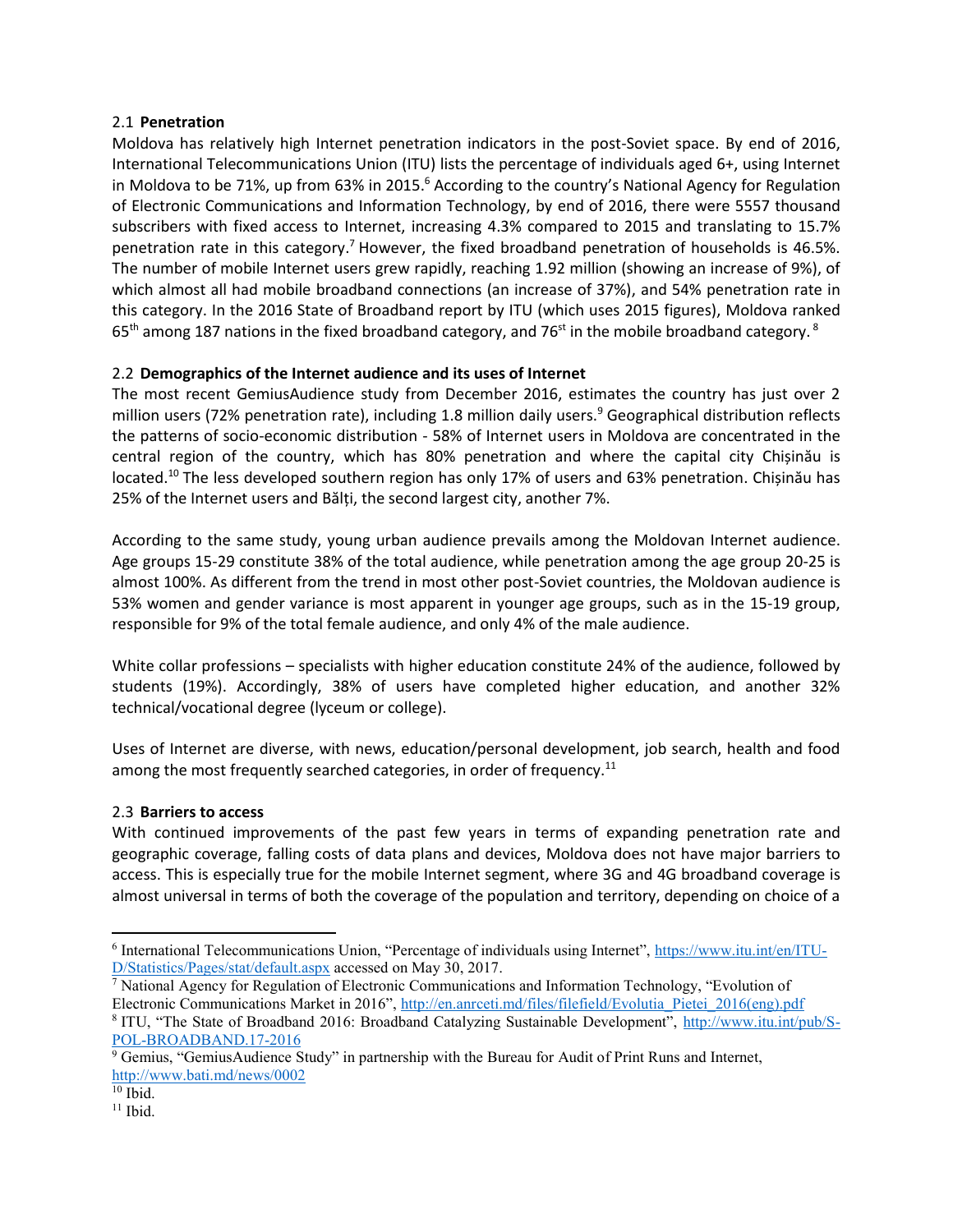### 2.1 **Penetration**

Moldova has relatively high Internet penetration indicators in the post-Soviet space. By end of 2016, International Telecommunications Union (ITU) lists the percentage of individuals aged 6+, using Internet in Moldova to be 71%, up from 63% in 2015.[6] According to the country's National Agency for Regulation of Electronic Communications and Information Technology, by end of 2016, there were 5557 thousand subscribers with fixed access to Internet, increasing 4.3% compared to 2015 and translating to 15.7% penetration rate in this category.[7] However, the fixed broadband penetration of households is 46.5%. The number of mobile Internet users grew rapidly, reaching 1.92 million (showing an increase of 9%), of which almost all had mobile broadband connections (an increase of 37%), and 54% penetration rate in this category. In the 2016 State of Broadband report by ITU (which uses 2015 figures), Moldova ranked 65th among 187 nations in the fixed broadband category, and 76st in the mobile broadband category.[8]

### 2.2 **Demographics of the Internet audience and its uses of Internet**

The most recent GemiusAudience study from December 2016, estimates the country has just over 2 million users (72% penetration rate), including 1.8 million daily users.[9] Geographical distribution reflects the patterns of socio-economic distribution - 58% of Internet users in Moldova are concentrated in the central region of the country, which has 80% penetration and where the capital city Chișinău is located.[10] The less developed southern region has only 17% of users and 63% penetration. Chișinău has 25% of the Internet users and Bălți, the second largest city, another 7%.

According to the same study, young urban audience prevails among the Moldovan Internet audience. Age groups 15-29 constitute 38% of the total audience, while penetration among the age group 20-25 is almost 100%. As different from the trend in most other post-Soviet countries, the Moldovan audience is 53% women and gender variance is most apparent in younger age groups, such as in the 15-19 group, responsible for 9% of the total female audience, and only 4% of the male audience.

White collar professions – specialists with higher education constitute 24% of the audience, followed by students (19%). Accordingly, 38% of users have completed higher education, and another 32% technical/vocational degree (lyceum or college).

Uses of Internet are diverse, with news, education/personal development, job search, health and food among the most frequently searched categories, in order of frequency.[11]

### 2.3 **Barriers to access**

With continued improvements of the past few years in terms of expanding penetration rate and geographic coverage, falling costs of data plans and devices, Moldova does not have major barriers to access. This is especially true for the mobile Internet segment, where 3G and 4G broadband coverage is almost universal in terms of both the coverage of the population and territory, depending on choice of a

---

[6] International Telecommunications Union, "Percentage of individuals using Internet", https://www.itu.int/en/ITU-D/Statistics/Pages/stat/default.aspx accessed on May 30, 2017.

[7] National Agency for Regulation of Electronic Communications and Information Technology, "Evolution of Electronic Communications Market in 2016", http://en.anrceti.md/files/filefield/Evolutia_Pietei_2016(eng).pdf

[8] ITU, "The State of Broadband 2016: Broadband Catalyzing Sustainable Development", http://www.itu.int/pub/S-POL-BROADBAND.17-2016

[9] Gemius, "GemiusAudience Study" in partnership with the Bureau for Audit of Print Runs and Internet, http://www.bati.md/news/0002

[10] Ibid.

[11] Ibid.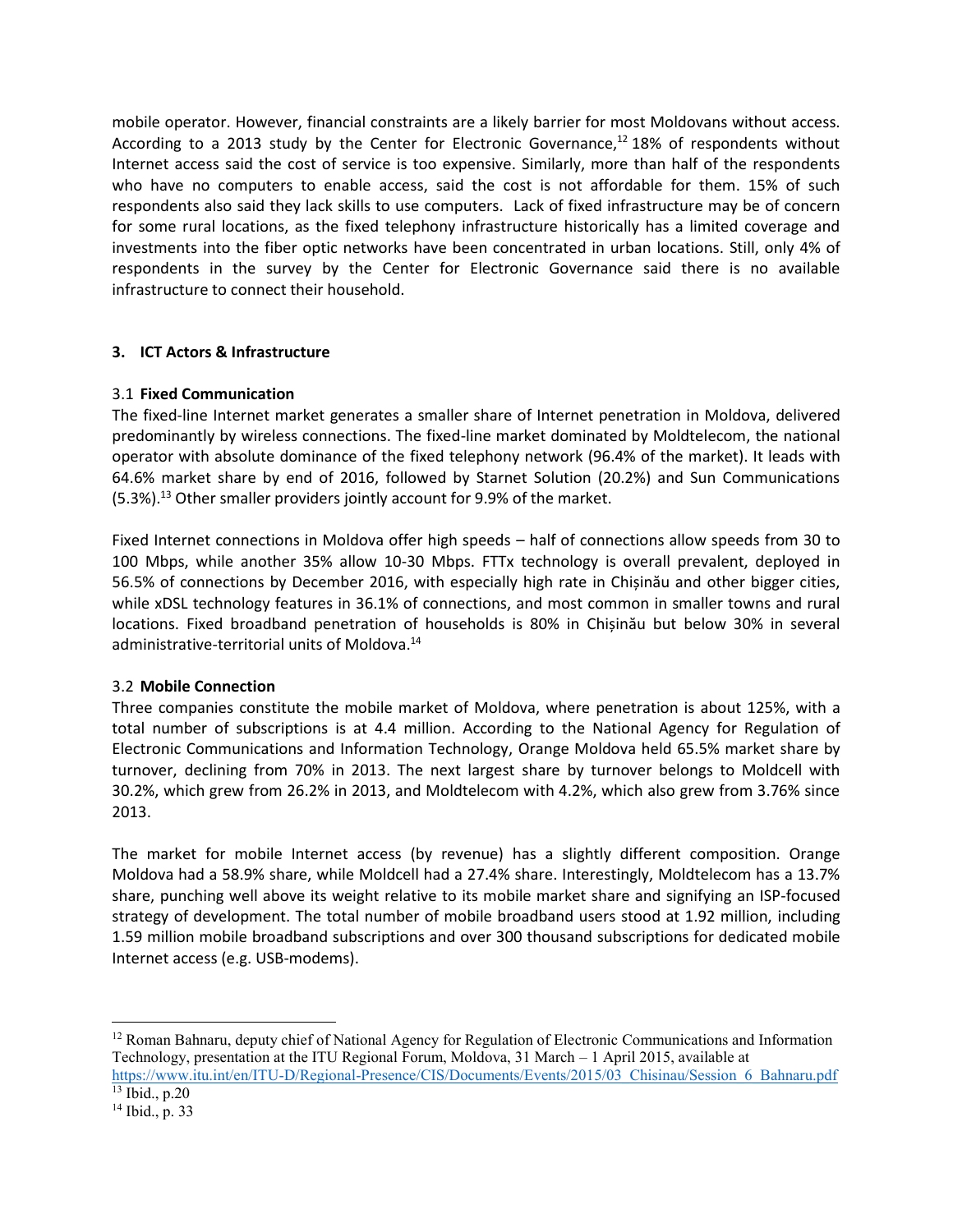mobile operator. However, financial constraints are a likely barrier for most Moldovans without access. According to a 2013 study by the Center for Electronic Governance,[12] 18% of respondents without Internet access said the cost of service is too expensive. Similarly, more than half of the respondents who have no computers to enable access, said the cost is not affordable for them. 15% of such respondents also said they lack skills to use computers. Lack of fixed infrastructure may be of concern for some rural locations, as the fixed telephony infrastructure historically has a limited coverage and investments into the fiber optic networks have been concentrated in urban locations. Still, only 4% of respondents in the survey by the Center for Electronic Governance said there is no available infrastructure to connect their household.

## 3. ICT Actors & Infrastructure

### 3.1 Fixed Communication

The fixed-line Internet market generates a smaller share of Internet penetration in Moldova, delivered predominantly by wireless connections. The fixed-line market dominated by Moldtelecom, the national operator with absolute dominance of the fixed telephony network (96.4% of the market). It leads with 64.6% market share by end of 2016, followed by Starnet Solution (20.2%) and Sun Communications (5.3%).[13] Other smaller providers jointly account for 9.9% of the market.

Fixed Internet connections in Moldova offer high speeds – half of connections allow speeds from 30 to 100 Mbps, while another 35% allow 10-30 Mbps. FTTx technology is overall prevalent, deployed in 56.5% of connections by December 2016, with especially high rate in Chișinău and other bigger cities, while xDSL technology features in 36.1% of connections, and most common in smaller towns and rural locations. Fixed broadband penetration of households is 80% in Chișinău but below 30% in several administrative-territorial units of Moldova.[14]

### 3.2 Mobile Connection

Three companies constitute the mobile market of Moldova, where penetration is about 125%, with a total number of subscriptions is at 4.4 million. According to the National Agency for Regulation of Electronic Communications and Information Technology, Orange Moldova held 65.5% market share by turnover, declining from 70% in 2013. The next largest share by turnover belongs to Moldcell with 30.2%, which grew from 26.2% in 2013, and Moldtelecom with 4.2%, which also grew from 3.76% since 2013.

The market for mobile Internet access (by revenue) has a slightly different composition. Orange Moldova had a 58.9% share, while Moldcell had a 27.4% share. Interestingly, Moldtelecom has a 13.7% share, punching well above its weight relative to its mobile market share and signifying an ISP-focused strategy of development. The total number of mobile broadband users stood at 1.92 million, including 1.59 million mobile broadband subscriptions and over 300 thousand subscriptions for dedicated mobile Internet access (e.g. USB-modems).

---

[12] Roman Bahnaru, deputy chief of National Agency for Regulation of Electronic Communications and Information Technology, presentation at the ITU Regional Forum, Moldova, 31 March – 1 April 2015, available at https://www.itu.int/en/ITU-D/Regional-Presence/CIS/Documents/Events/2015/03_Chisinau/Session_6_Bahnaru.pdf

[13] Ibid., p.20

[14] Ibid., p. 33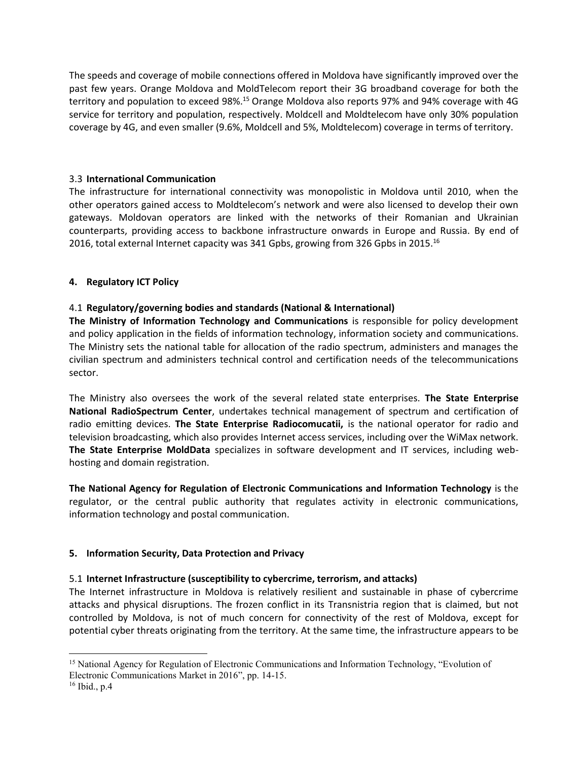The speeds and coverage of mobile connections offered in Moldova have significantly improved over the past few years. Orange Moldova and MoldTelecom report their 3G broadband coverage for both the territory and population to exceed 98%.[15] Orange Moldova also reports 97% and 94% coverage with 4G service for territory and population, respectively. Moldcell and Moldtelecom have only 30% population coverage by 4G, and even smaller (9.6%, Moldcell and 5%, Moldtelecom) coverage in terms of territory.

### 3.3 International Communication

The infrastructure for international connectivity was monopolistic in Moldova until 2010, when the other operators gained access to Moldtelecom's network and were also licensed to develop their own gateways. Moldovan operators are linked with the networks of their Romanian and Ukrainian counterparts, providing access to backbone infrastructure onwards in Europe and Russia. By end of 2016, total external Internet capacity was 341 Gpbs, growing from 326 Gpbs in 2015.[16]

## 4. Regulatory ICT Policy

### 4.1 Regulatory/governing bodies and standards (National & International)

**The Ministry of Information Technology and Communications** is responsible for policy development and policy application in the fields of information technology, information society and communications. The Ministry sets the national table for allocation of the radio spectrum, administers and manages the civilian spectrum and administers technical control and certification needs of the telecommunications sector.

The Ministry also oversees the work of the several related state enterprises. **The State Enterprise National RadioSpectrum Center**, undertakes technical management of spectrum and certification of radio emitting devices. **The State Enterprise Radiocomucatii,** is the national operator for radio and television broadcasting, which also provides Internet access services, including over the WiMax network. **The State Enterprise MoldData** specializes in software development and IT services, including web-hosting and domain registration.

**The National Agency for Regulation of Electronic Communications and Information Technology** is the regulator, or the central public authority that regulates activity in electronic communications, information technology and postal communication.

## 5. Information Security, Data Protection and Privacy

### 5.1 Internet Infrastructure (susceptibility to cybercrime, terrorism, and attacks)

The Internet infrastructure in Moldova is relatively resilient and sustainable in phase of cybercrime attacks and physical disruptions. The frozen conflict in its Transnistria region that is claimed, but not controlled by Moldova, is not of much concern for connectivity of the rest of Moldova, except for potential cyber threats originating from the territory. At the same time, the infrastructure appears to be

---

[15] National Agency for Regulation of Electronic Communications and Information Technology, "Evolution of Electronic Communications Market in 2016", pp. 14-15.

[16] Ibid., p.4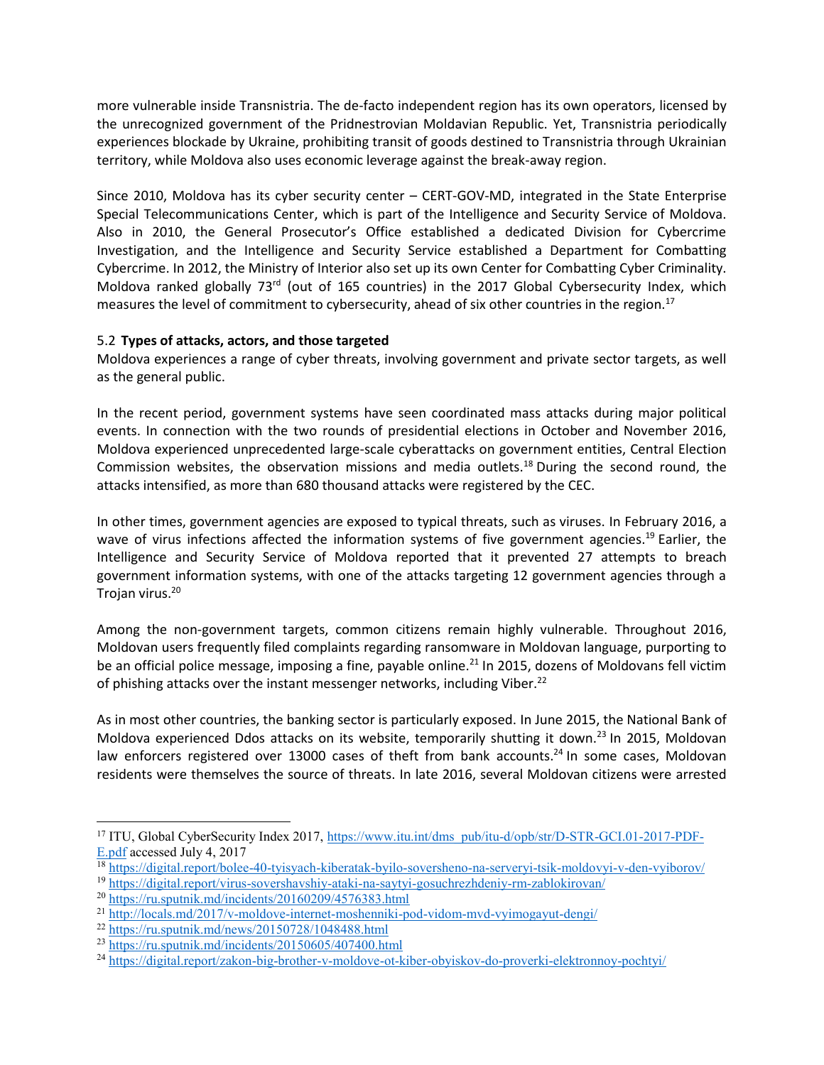more vulnerable inside Transnistria. The de-facto independent region has its own operators, licensed by the unrecognized government of the Pridnestrovian Moldavian Republic. Yet, Transnistria periodically experiences blockade by Ukraine, prohibiting transit of goods destined to Transnistria through Ukrainian territory, while Moldova also uses economic leverage against the break-away region.

Since 2010, Moldova has its cyber security center – CERT-GOV-MD, integrated in the State Enterprise Special Telecommunications Center, which is part of the Intelligence and Security Service of Moldova. Also in 2010, the General Prosecutor's Office established a dedicated Division for Cybercrime Investigation, and the Intelligence and Security Service established a Department for Combatting Cybercrime. In 2012, the Ministry of Interior also set up its own Center for Combatting Cyber Criminality. Moldova ranked globally 73rd (out of 165 countries) in the 2017 Global Cybersecurity Index, which measures the level of commitment to cybersecurity, ahead of six other countries in the region.[17]

### 5.2 Types of attacks, actors, and those targeted

Moldova experiences a range of cyber threats, involving government and private sector targets, as well as the general public.

In the recent period, government systems have seen coordinated mass attacks during major political events. In connection with the two rounds of presidential elections in October and November 2016, Moldova experienced unprecedented large-scale cyberattacks on government entities, Central Election Commission websites, the observation missions and media outlets.[18] During the second round, the attacks intensified, as more than 680 thousand attacks were registered by the CEC.

In other times, government agencies are exposed to typical threats, such as viruses. In February 2016, a wave of virus infections affected the information systems of five government agencies.[19] Earlier, the Intelligence and Security Service of Moldova reported that it prevented 27 attempts to breach government information systems, with one of the attacks targeting 12 government agencies through a Trojan virus.[20]

Among the non-government targets, common citizens remain highly vulnerable. Throughout 2016, Moldovan users frequently filed complaints regarding ransomware in Moldovan language, purporting to be an official police message, imposing a fine, payable online.[21] In 2015, dozens of Moldovans fell victim of phishing attacks over the instant messenger networks, including Viber.[22]

As in most other countries, the banking sector is particularly exposed. In June 2015, the National Bank of Moldova experienced Ddos attacks on its website, temporarily shutting it down.[23] In 2015, Moldovan law enforcers registered over 13000 cases of theft from bank accounts.[24] In some cases, Moldovan residents were themselves the source of threats. In late 2016, several Moldovan citizens were arrested

---

[17] ITU, Global CyberSecurity Index 2017, https://www.itu.int/dms_pub/itu-d/opb/str/D-STR-GCI.01-2017-PDF-E.pdf accessed July 4, 2017

[18] https://digital.report/bolee-40-tyisyach-kiberatak-byilo-soversheno-na-serveryi-tsik-moldovyi-v-den-vyiborov/

[19] https://digital.report/virus-sovershavshiy-ataki-na-saytyi-gosuchrezhdeniy-rm-zablokirovan/

[20] https://ru.sputnik.md/incidents/20160209/4576383.html

[21] http://locals.md/2017/v-moldove-internet-moshenniki-pod-vidom-mvd-vyimogayut-dengi/

[22] https://ru.sputnik.md/news/20150728/1048488.html

[23] https://ru.sputnik.md/incidents/20150605/407400.html

[24] https://digital.report/zakon-big-brother-v-moldove-ot-kiber-obyiskov-do-proverki-elektronnoy-pochtyi/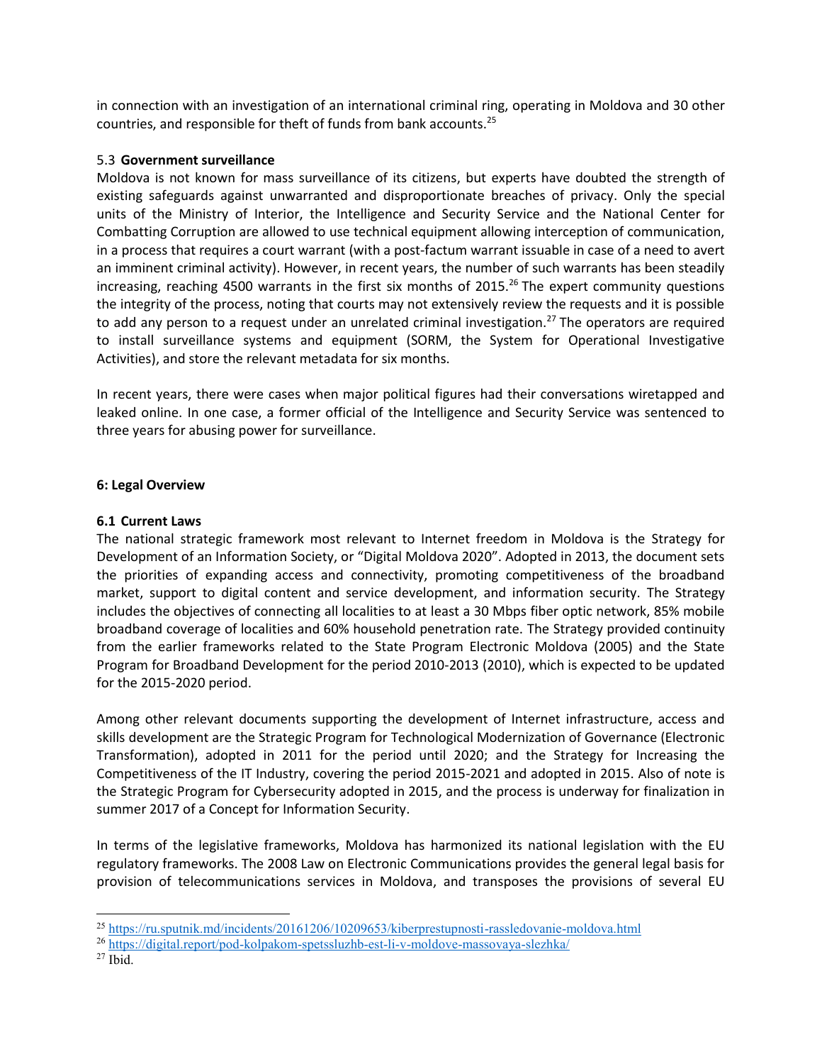in connection with an investigation of an international criminal ring, operating in Moldova and 30 other countries, and responsible for theft of funds from bank accounts.[25]

### 5.3 Government surveillance

Moldova is not known for mass surveillance of its citizens, but experts have doubted the strength of existing safeguards against unwarranted and disproportionate breaches of privacy. Only the special units of the Ministry of Interior, the Intelligence and Security Service and the National Center for Combatting Corruption are allowed to use technical equipment allowing interception of communication, in a process that requires a court warrant (with a post-factum warrant issuable in case of a need to avert an imminent criminal activity). However, in recent years, the number of such warrants has been steadily increasing, reaching 4500 warrants in the first six months of 2015.[26] The expert community questions the integrity of the process, noting that courts may not extensively review the requests and it is possible to add any person to a request under an unrelated criminal investigation.[27] The operators are required to install surveillance systems and equipment (SORM, the System for Operational Investigative Activities), and store the relevant metadata for six months.

In recent years, there were cases when major political figures had their conversations wiretapped and leaked online. In one case, a former official of the Intelligence and Security Service was sentenced to three years for abusing power for surveillance.

## 6: Legal Overview

### 6.1 Current Laws

The national strategic framework most relevant to Internet freedom in Moldova is the Strategy for Development of an Information Society, or "Digital Moldova 2020". Adopted in 2013, the document sets the priorities of expanding access and connectivity, promoting competitiveness of the broadband market, support to digital content and service development, and information security. The Strategy includes the objectives of connecting all localities to at least a 30 Mbps fiber optic network, 85% mobile broadband coverage of localities and 60% household penetration rate. The Strategy provided continuity from the earlier frameworks related to the State Program Electronic Moldova (2005) and the State Program for Broadband Development for the period 2010-2013 (2010), which is expected to be updated for the 2015-2020 period.

Among other relevant documents supporting the development of Internet infrastructure, access and skills development are the Strategic Program for Technological Modernization of Governance (Electronic Transformation), adopted in 2011 for the period until 2020; and the Strategy for Increasing the Competitiveness of the IT Industry, covering the period 2015-2021 and adopted in 2015. Also of note is the Strategic Program for Cybersecurity adopted in 2015, and the process is underway for finalization in summer 2017 of a Concept for Information Security.

In terms of the legislative frameworks, Moldova has harmonized its national legislation with the EU regulatory frameworks. The 2008 Law on Electronic Communications provides the general legal basis for provision of telecommunications services in Moldova, and transposes the provisions of several EU

---

[25] https://ru.sputnik.md/incidents/20161206/10209653/kiberprestupnosti-rassledovanie-moldova.html

[26] https://digital.report/pod-kolpakom-spetssluzhb-est-li-v-moldove-massovaya-slezhka/

[27] Ibid.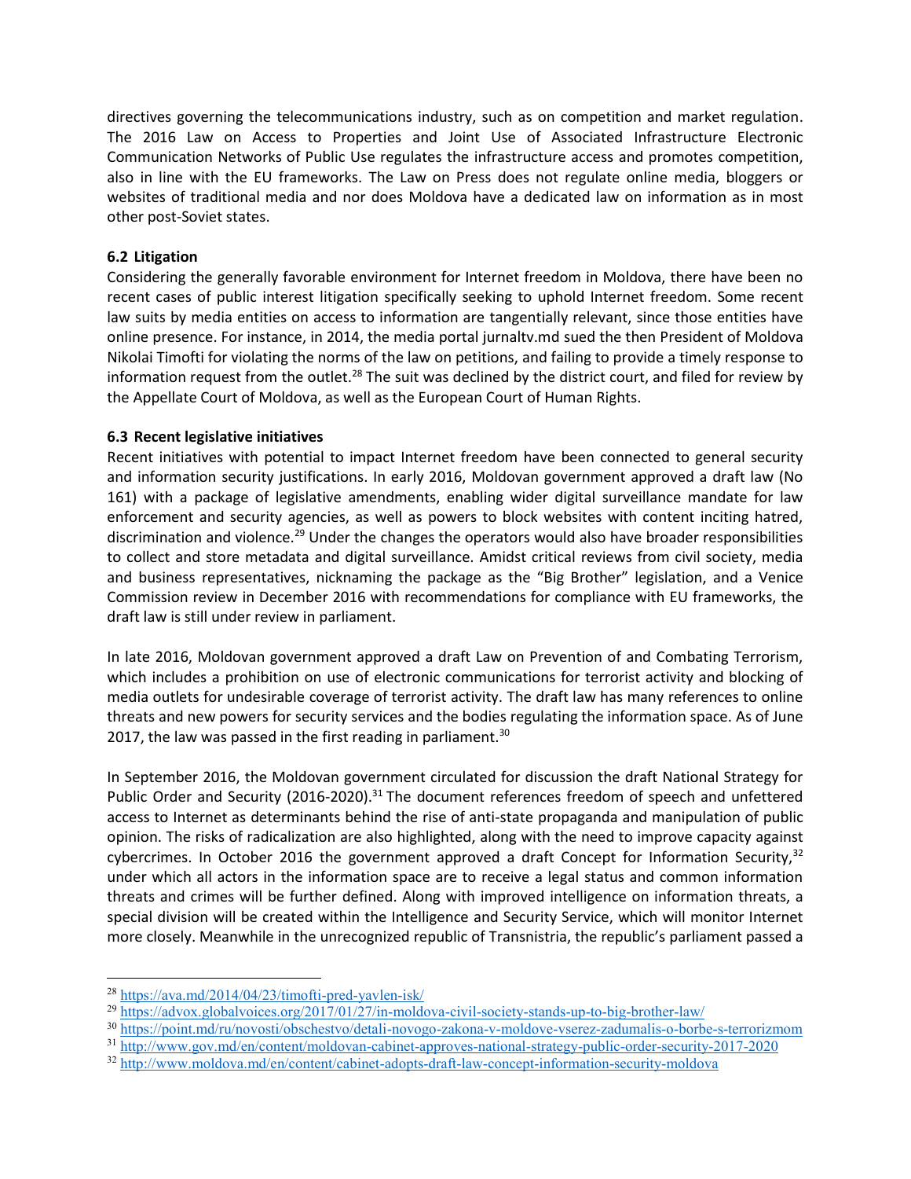directives governing the telecommunications industry, such as on competition and market regulation. The 2016 Law on Access to Properties and Joint Use of Associated Infrastructure Electronic Communication Networks of Public Use regulates the infrastructure access and promotes competition, also in line with the EU frameworks. The Law on Press does not regulate online media, bloggers or websites of traditional media and nor does Moldova have a dedicated law on information as in most other post-Soviet states.

### 6.2 Litigation

Considering the generally favorable environment for Internet freedom in Moldova, there have been no recent cases of public interest litigation specifically seeking to uphold Internet freedom. Some recent law suits by media entities on access to information are tangentially relevant, since those entities have online presence. For instance, in 2014, the media portal jurnaltv.md sued the then President of Moldova Nikolai Timofti for violating the norms of the law on petitions, and failing to provide a timely response to information request from the outlet.[28] The suit was declined by the district court, and filed for review by the Appellate Court of Moldova, as well as the European Court of Human Rights.

### 6.3 Recent legislative initiatives

Recent initiatives with potential to impact Internet freedom have been connected to general security and information security justifications. In early 2016, Moldovan government approved a draft law (No 161) with a package of legislative amendments, enabling wider digital surveillance mandate for law enforcement and security agencies, as well as powers to block websites with content inciting hatred, discrimination and violence.[29] Under the changes the operators would also have broader responsibilities to collect and store metadata and digital surveillance. Amidst critical reviews from civil society, media and business representatives, nicknaming the package as the "Big Brother" legislation, and a Venice Commission review in December 2016 with recommendations for compliance with EU frameworks, the draft law is still under review in parliament.

In late 2016, Moldovan government approved a draft Law on Prevention of and Combating Terrorism, which includes a prohibition on use of electronic communications for terrorist activity and blocking of media outlets for undesirable coverage of terrorist activity. The draft law has many references to online threats and new powers for security services and the bodies regulating the information space. As of June 2017, the law was passed in the first reading in parliament.[30]

In September 2016, the Moldovan government circulated for discussion the draft National Strategy for Public Order and Security (2016-2020).[31] The document references freedom of speech and unfettered access to Internet as determinants behind the rise of anti-state propaganda and manipulation of public opinion. The risks of radicalization are also highlighted, along with the need to improve capacity against cybercrimes. In October 2016 the government approved a draft Concept for Information Security,[32] under which all actors in the information space are to receive a legal status and common information threats and crimes will be further defined. Along with improved intelligence on information threats, a special division will be created within the Intelligence and Security Service, which will monitor Internet more closely. Meanwhile in the unrecognized republic of Transnistria, the republic's parliament passed a

---

[28] https://ava.md/2014/04/23/timofti-pred-yavlen-isk/

[29] https://advox.globalvoices.org/2017/01/27/in-moldova-civil-society-stands-up-to-big-brother-law/

[30] https://point.md/ru/novosti/obschestvo/detali-novogo-zakona-v-moldove-vserez-zadumalis-o-borbe-s-terrorizmom

[31] http://www.gov.md/en/content/moldovan-cabinet-approves-national-strategy-public-order-security-2017-2020

[32] http://www.moldova.md/en/content/cabinet-adopts-draft-law-concept-information-security-moldova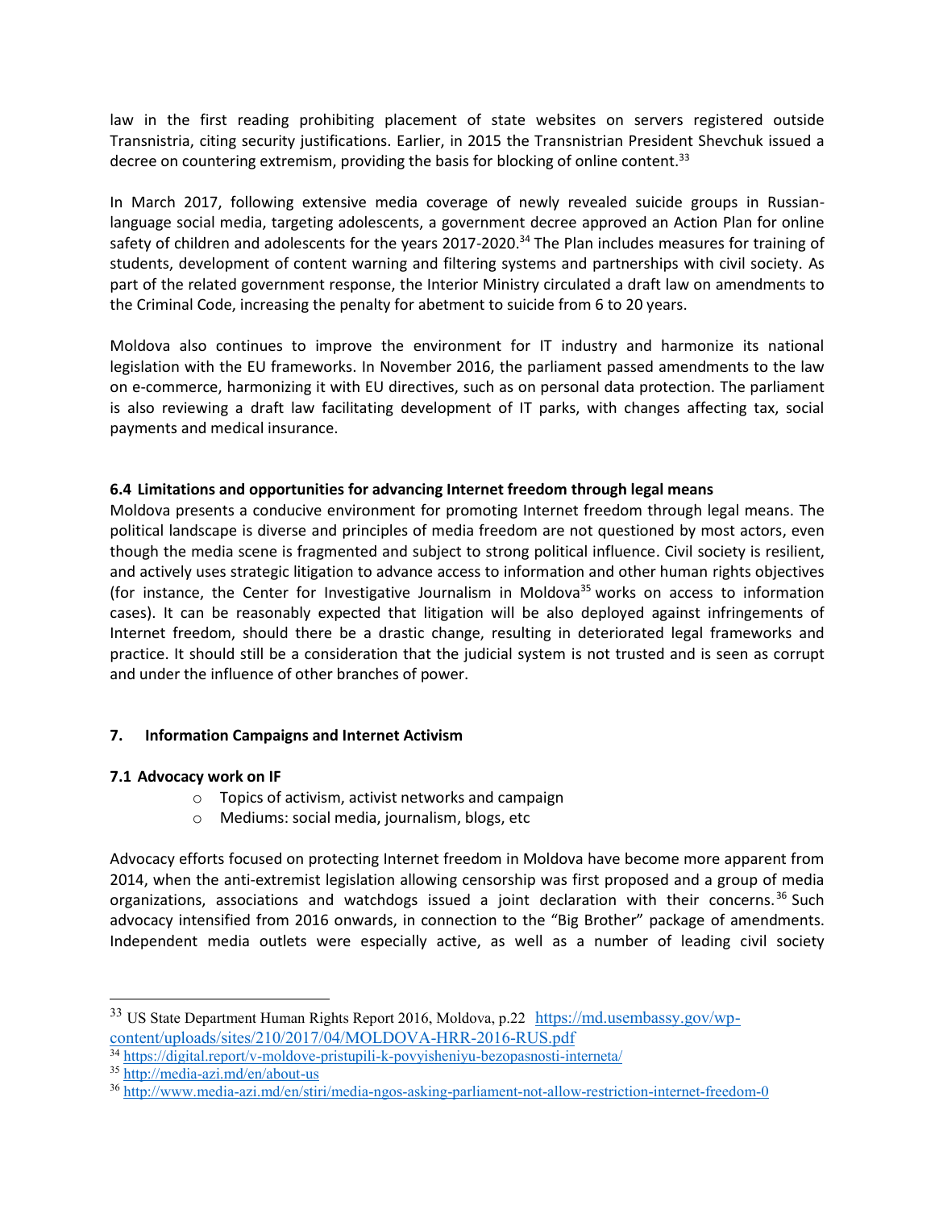law in the first reading prohibiting placement of state websites on servers registered outside Transnistria, citing security justifications. Earlier, in 2015 the Transnistrian President Shevchuk issued a decree on countering extremism, providing the basis for blocking of online content.[33]

In March 2017, following extensive media coverage of newly revealed suicide groups in Russian-language social media, targeting adolescents, a government decree approved an Action Plan for online safety of children and adolescents for the years 2017-2020.[34] The Plan includes measures for training of students, development of content warning and filtering systems and partnerships with civil society. As part of the related government response, the Interior Ministry circulated a draft law on amendments to the Criminal Code, increasing the penalty for abetment to suicide from 6 to 20 years.

Moldova also continues to improve the environment for IT industry and harmonize its national legislation with the EU frameworks. In November 2016, the parliament passed amendments to the law on e-commerce, harmonizing it with EU directives, such as on personal data protection. The parliament is also reviewing a draft law facilitating development of IT parks, with changes affecting tax, social payments and medical insurance.

### 6.4 Limitations and opportunities for advancing Internet freedom through legal means

Moldova presents a conducive environment for promoting Internet freedom through legal means. The political landscape is diverse and principles of media freedom are not questioned by most actors, even though the media scene is fragmented and subject to strong political influence. Civil society is resilient, and actively uses strategic litigation to advance access to information and other human rights objectives (for instance, the Center for Investigative Journalism in Moldova[35] works on access to information cases). It can be reasonably expected that litigation will be also deployed against infringements of Internet freedom, should there be a drastic change, resulting in deteriorated legal frameworks and practice. It should still be a consideration that the judicial system is not trusted and is seen as corrupt and under the influence of other branches of power.

## 7. Information Campaigns and Internet Activism

### 7.1 Advocacy work on IF

- Topics of activism, activist networks and campaign
- Mediums: social media, journalism, blogs, etc

Advocacy efforts focused on protecting Internet freedom in Moldova have become more apparent from 2014, when the anti-extremist legislation allowing censorship was first proposed and a group of media organizations, associations and watchdogs issued a joint declaration with their concerns.[36] Such advocacy intensified from 2016 onwards, in connection to the "Big Brother" package of amendments. Independent media outlets were especially active, as well as a number of leading civil society

---

[33] US State Department Human Rights Report 2016, Moldova, p.22 https://md.usembassy.gov/wp-content/uploads/sites/210/2017/04/MOLDOVA-HRR-2016-RUS.pdf

[34] https://digital.report/v-moldove-pristupili-k-povyisheniyu-bezopasnosti-interneta/

[35] http://media-azi.md/en/about-us

[36] http://www.media-azi.md/en/stiri/media-ngos-asking-parliament-not-allow-restriction-internet-freedom-0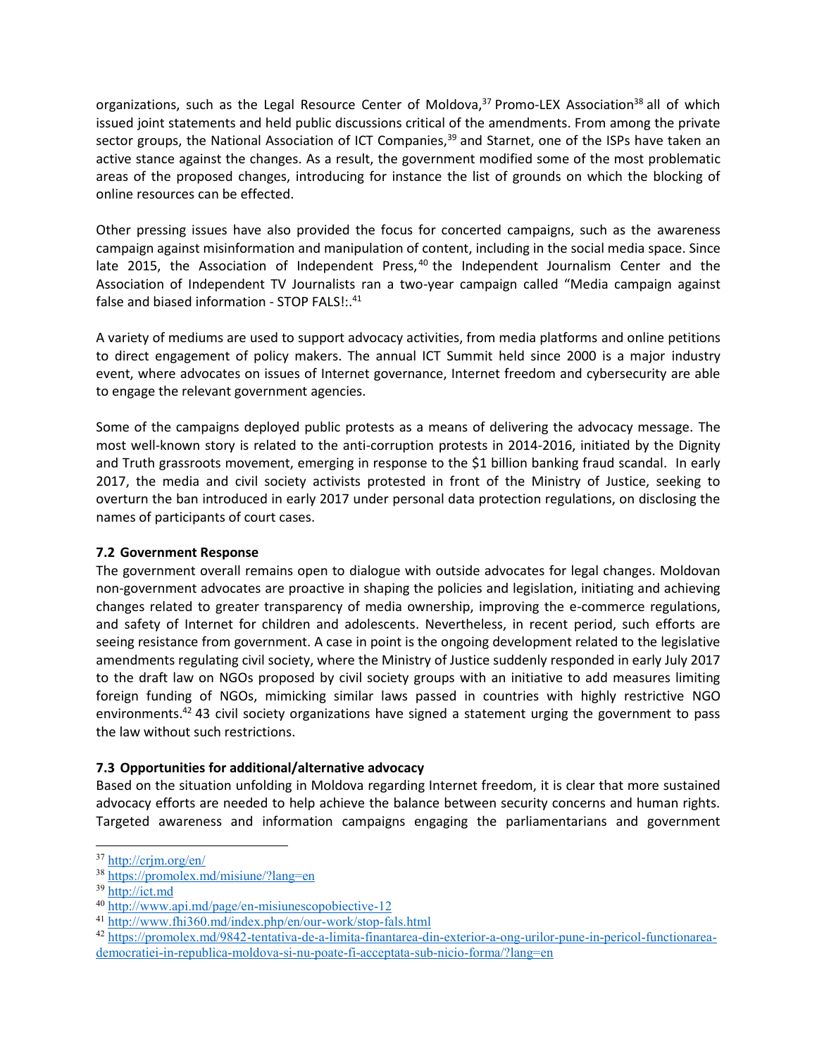organizations, such as the Legal Resource Center of Moldova,[37] Promo-LEX Association[38] all of which issued joint statements and held public discussions critical of the amendments. From among the private sector groups, the National Association of ICT Companies,[39] and Starnet, one of the ISPs have taken an active stance against the changes. As a result, the government modified some of the most problematic areas of the proposed changes, introducing for instance the list of grounds on which the blocking of online resources can be effected.

Other pressing issues have also provided the focus for concerted campaigns, such as the awareness campaign against misinformation and manipulation of content, including in the social media space. Since late 2015, the Association of Independent Press,[40] the Independent Journalism Center and the Association of Independent TV Journalists ran a two-year campaign called "Media campaign against false and biased information - STOP FALS!:.[41]

A variety of mediums are used to support advocacy activities, from media platforms and online petitions to direct engagement of policy makers. The annual ICT Summit held since 2000 is a major industry event, where advocates on issues of Internet governance, Internet freedom and cybersecurity are able to engage the relevant government agencies.

Some of the campaigns deployed public protests as a means of delivering the advocacy message. The most well-known story is related to the anti-corruption protests in 2014-2016, initiated by the Dignity and Truth grassroots movement, emerging in response to the $1 billion banking fraud scandal. In early 2017, the media and civil society activists protested in front of the Ministry of Justice, seeking to overturn the ban introduced in early 2017 under personal data protection regulations, on disclosing the names of participants of court cases.

### 7.2 Government Response

The government overall remains open to dialogue with outside advocates for legal changes. Moldovan non-government advocates are proactive in shaping the policies and legislation, initiating and achieving changes related to greater transparency of media ownership, improving the e-commerce regulations, and safety of Internet for children and adolescents. Nevertheless, in recent period, such efforts are seeing resistance from government. A case in point is the ongoing development related to the legislative amendments regulating civil society, where the Ministry of Justice suddenly responded in early July 2017 to the draft law on NGOs proposed by civil society groups with an initiative to add measures limiting foreign funding of NGOs, mimicking similar laws passed in countries with highly restrictive NGO environments.[42] 43 civil society organizations have signed a statement urging the government to pass the law without such restrictions.

### 7.3 Opportunities for additional/alternative advocacy

Based on the situation unfolding in Moldova regarding Internet freedom, it is clear that more sustained advocacy efforts are needed to help achieve the balance between security concerns and human rights. Targeted awareness and information campaigns engaging the parliamentarians and government

---

[37] http://crjm.org/en/

[38] https://promolex.md/misiune/?lang=en

[39] http://ict.md

[40] http://www.api.md/page/en-misiunescopobiective-12

[41] http://www.fhi360.md/index.php/en/our-work/stop-fals.html

[42] https://promolex.md/9842-tentativa-de-a-limita-finantarea-din-exterior-a-ong-urilor-pune-in-pericol-functionarea-democratiei-in-republica-moldova-si-nu-poate-fi-acceptata-sub-nicio-forma/?lang=en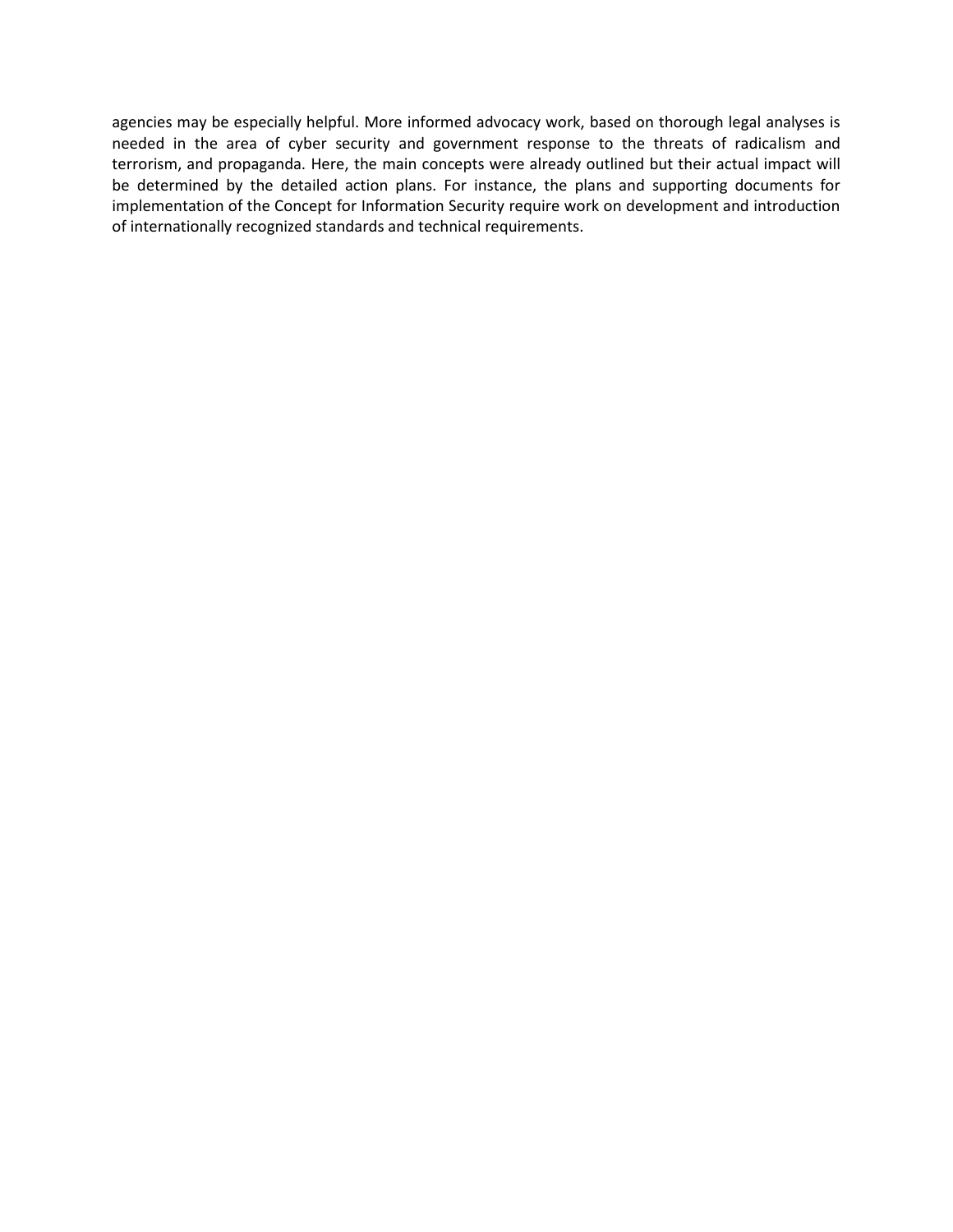agencies may be especially helpful. More informed advocacy work, based on thorough legal analyses is needed in the area of cyber security and government response to the threats of radicalism and terrorism, and propaganda. Here, the main concepts were already outlined but their actual impact will be determined by the detailed action plans. For instance, the plans and supporting documents for implementation of the Concept for Information Security require work on development and introduction of internationally recognized standards and technical requirements.